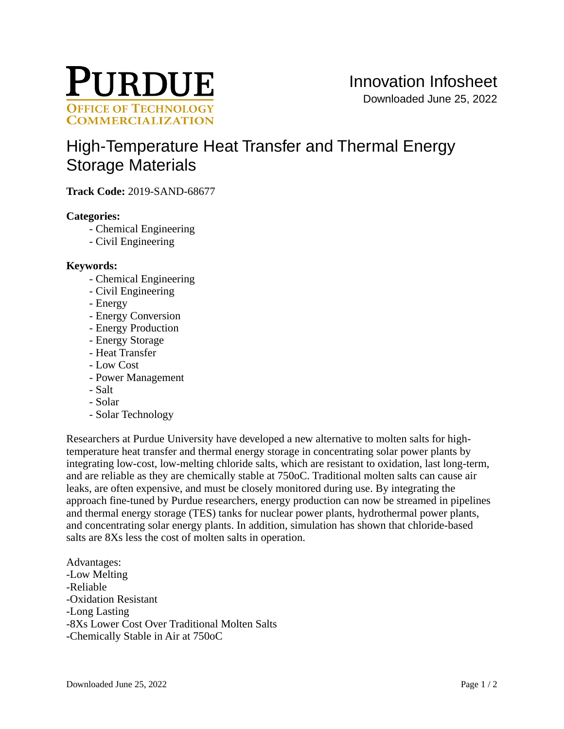PURDUE
OFFICE OF TECHNOLOGY COMMERCIALIZATION

Innovation Infosheet
Downloaded June 25, 2022

# High-Temperature Heat Transfer and Thermal Energy Storage Materials

**Track Code:** 2019-SAND-68677

**Categories:**

- Chemical Engineering
- Civil Engineering

**Keywords:**

- Chemical Engineering
- Civil Engineering
- Energy
- Energy Conversion
- Energy Production
- Energy Storage
- Heat Transfer
- Low Cost
- Power Management
- Salt
- Solar
- Solar Technology

Researchers at Purdue University have developed a new alternative to molten salts for high-temperature heat transfer and thermal energy storage in concentrating solar power plants by integrating low-cost, low-melting chloride salts, which are resistant to oxidation, last long-term, and are reliable as they are chemically stable at 750oC. Traditional molten salts can cause air leaks, are often expensive, and must be closely monitored during use. By integrating the approach fine-tuned by Purdue researchers, energy production can now be streamed in pipelines and thermal energy storage (TES) tanks for nuclear power plants, hydrothermal power plants, and concentrating solar energy plants. In addition, simulation has shown that chloride-based salts are 8Xs less the cost of molten salts in operation.

Advantages:
-Low Melting
-Reliable
-Oxidation Resistant
-Long Lasting
-8Xs Lower Cost Over Traditional Molten Salts
-Chemically Stable in Air at 750oC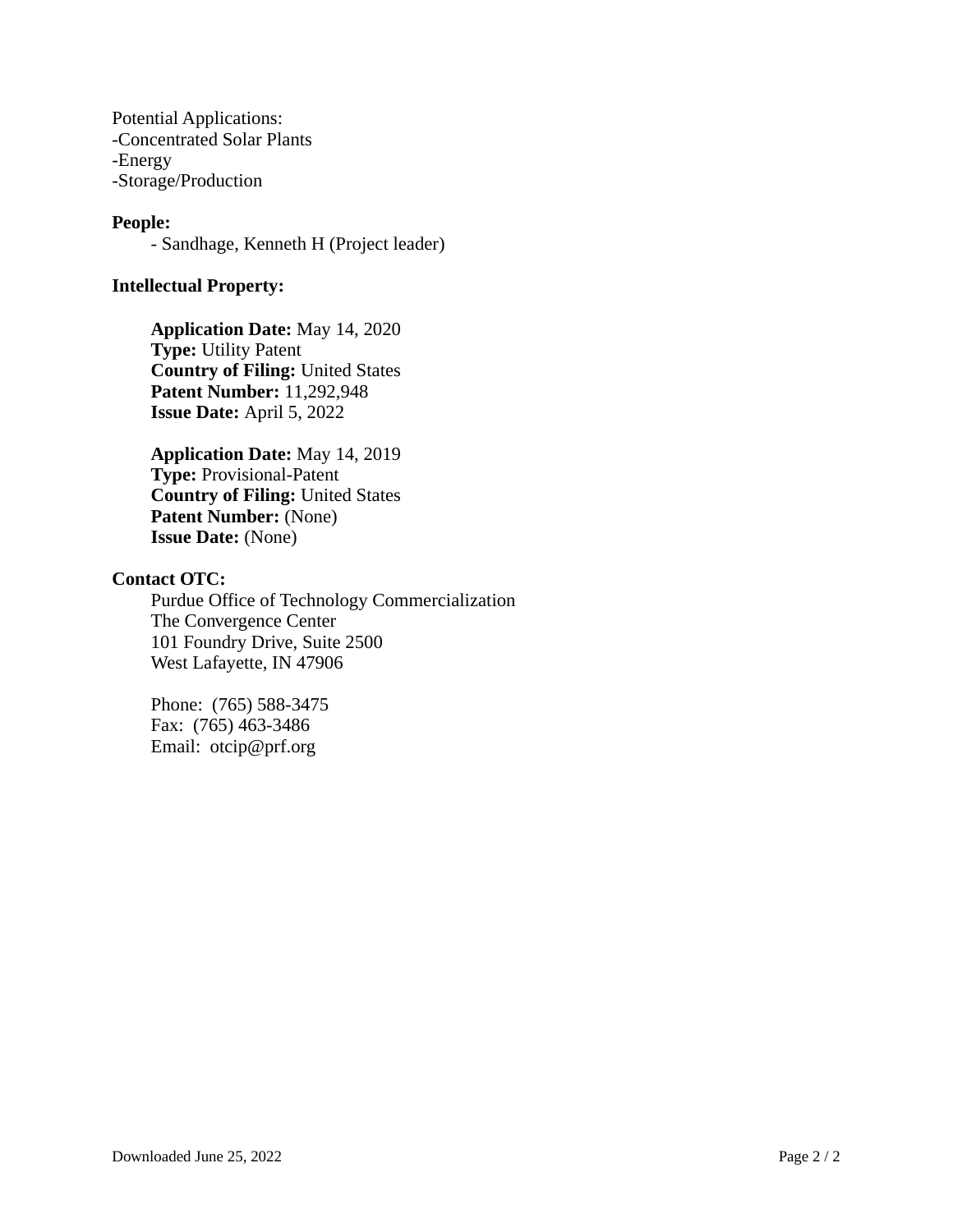Potential Applications:
-Concentrated Solar Plants
-Energy
-Storage/Production

**People:**

- Sandhage, Kenneth H (Project leader)

**Intellectual Property:**

**Application Date:** May 14, 2020
**Type:** Utility Patent
**Country of Filing:** United States
**Patent Number:** 11,292,948
**Issue Date:** April 5, 2022

**Application Date:** May 14, 2019
**Type:** Provisional-Patent
**Country of Filing:** United States
**Patent Number:** (None)
**Issue Date:** (None)

**Contact OTC:**

Purdue Office of Technology Commercialization
The Convergence Center
101 Foundry Drive, Suite 2500
West Lafayette, IN 47906

Phone: (765) 588-3475
Fax: (765) 463-3486
Email: otcip@prf.org

Downloaded June 25, 2022